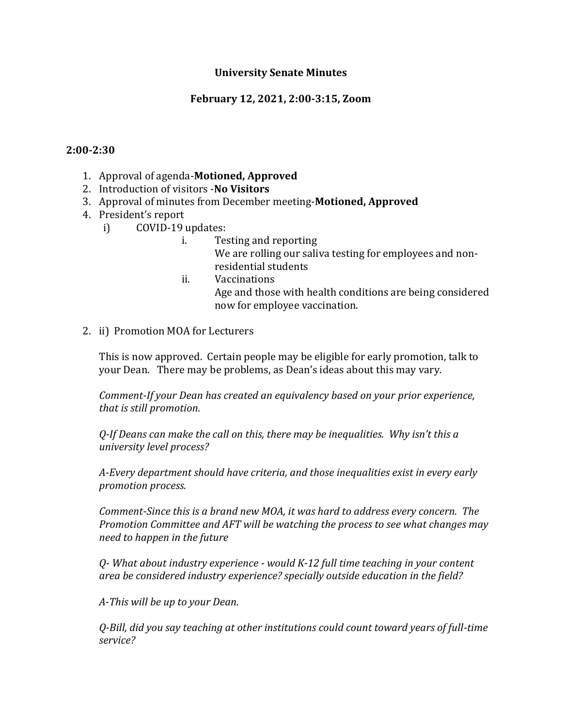# University Senate Minutes

## February 12, 2021, 2:00-3:15, Zoom

### 2:00-2:30

1. Approval of agenda-**Motioned, Approved**
2. Introduction of visitors -**No Visitors**
3. Approval of minutes from December meeting-**Motioned, Approved**
4. President's report
   i) COVID-19 updates:
      i. Testing and reporting
         We are rolling our saliva testing for employees and non-residential students
      ii. Vaccinations
         Age and those with health conditions are being considered now for employee vaccination.

2. ii) Promotion MOA for Lecturers

   This is now approved. Certain people may be eligible for early promotion, talk to your Dean. There may be problems, as Dean's ideas about this may vary.

   *Comment-If your Dean has created an equivalency based on your prior experience, that is still promotion.*

   *Q-If Deans can make the call on this, there may be inequalities. Why isn't this a university level process?*

   *A-Every department should have criteria, and those inequalities exist in every early promotion process.*

   *Comment-Since this is a brand new MOA, it was hard to address every concern. The Promotion Committee and AFT will be watching the process to see what changes may need to happen in the future*

   *Q- What about industry experience - would K-12 full time teaching in your content area be considered industry experience? specially outside education in the field?*

   *A-This will be up to your Dean.*

   *Q-Bill, did you say teaching at other institutions could count toward years of full-time service?*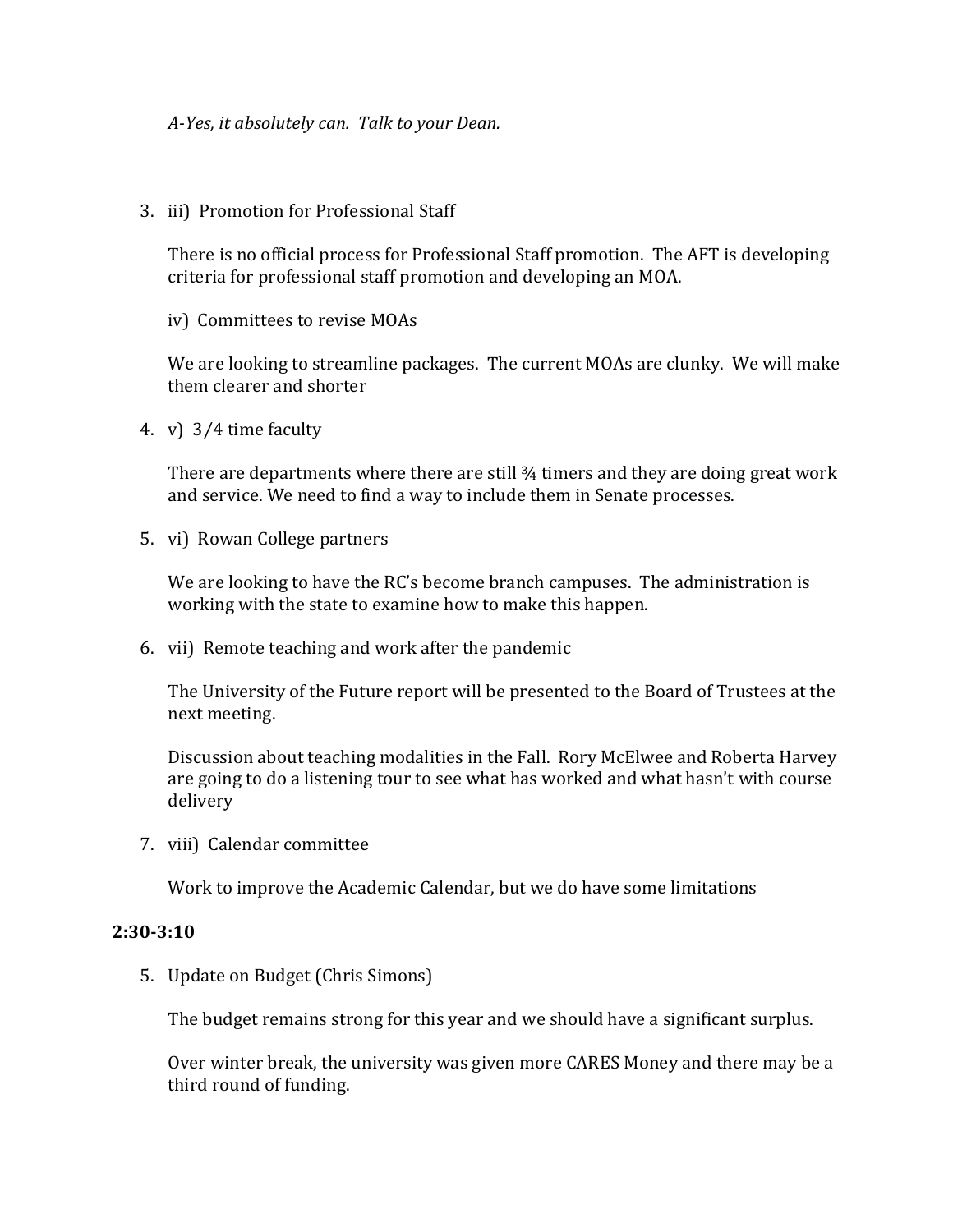*A-Yes, it absolutely can. Talk to your Dean.*

3. iii) Promotion for Professional Staff

   There is no official process for Professional Staff promotion. The AFT is developing criteria for professional staff promotion and developing an MOA.

   iv) Committees to revise MOAs

   We are looking to streamline packages. The current MOAs are clunky. We will make them clearer and shorter

4. v) 3/4 time faculty

   There are departments where there are still ¾ timers and they are doing great work and service. We need to find a way to include them in Senate processes.

5. vi) Rowan College partners

   We are looking to have the RC's become branch campuses. The administration is working with the state to examine how to make this happen.

6. vii) Remote teaching and work after the pandemic

   The University of the Future report will be presented to the Board of Trustees at the next meeting.

   Discussion about teaching modalities in the Fall. Rory McElwee and Roberta Harvey are going to do a listening tour to see what has worked and what hasn't with course delivery

7. viii) Calendar committee

   Work to improve the Academic Calendar, but we do have some limitations

**2:30-3:10**

5. Update on Budget (Chris Simons)

   The budget remains strong for this year and we should have a significant surplus.

   Over winter break, the university was given more CARES Money and there may be a third round of funding.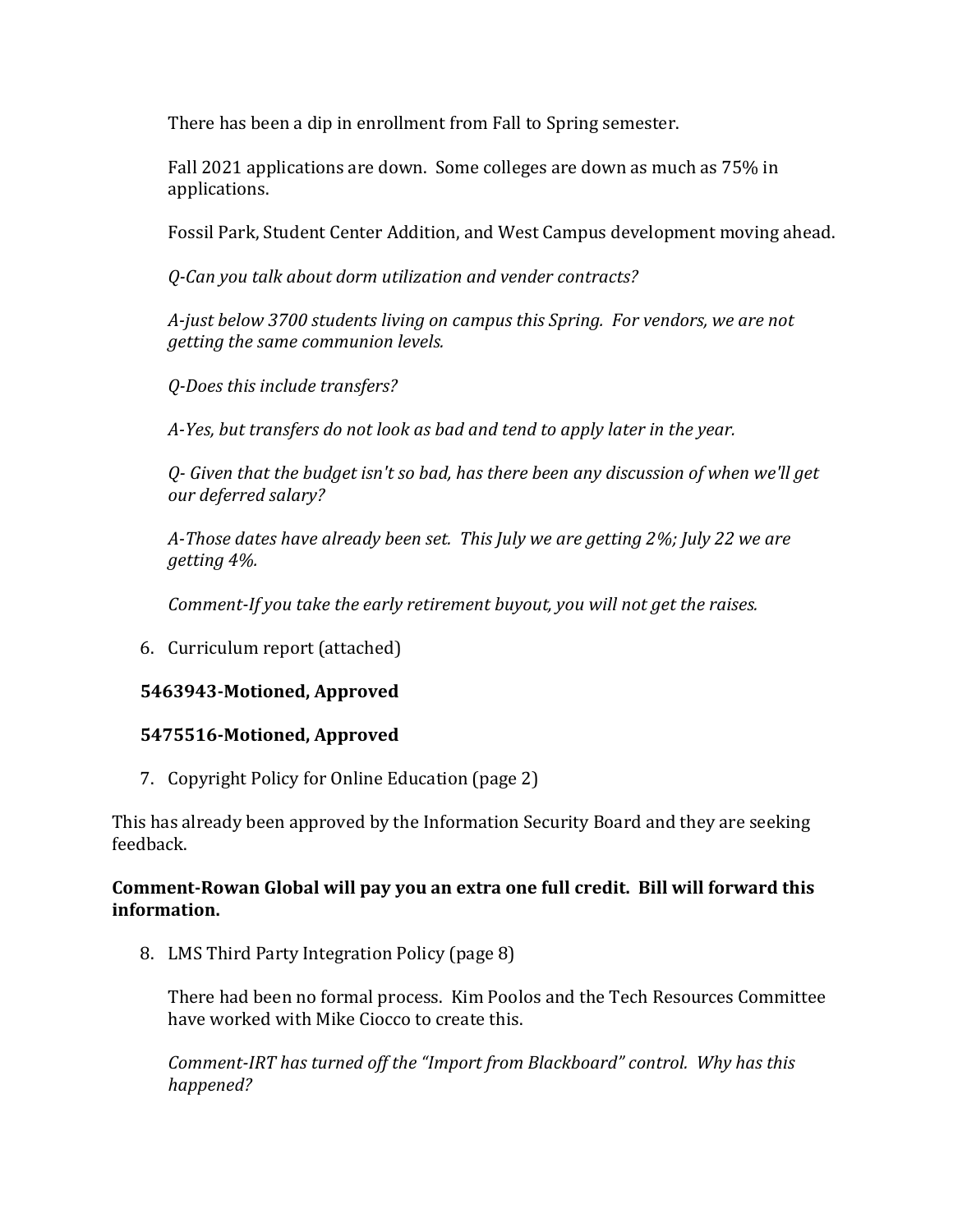There has been a dip in enrollment from Fall to Spring semester.

Fall 2021 applications are down. Some colleges are down as much as 75% in applications.

Fossil Park, Student Center Addition, and West Campus development moving ahead.

*Q-Can you talk about dorm utilization and vender contracts?*

*A-just below 3700 students living on campus this Spring. For vendors, we are not getting the same communion levels.*

*Q-Does this include transfers?*

*A-Yes, but transfers do not look as bad and tend to apply later in the year.*

*Q- Given that the budget isn't so bad, has there been any discussion of when we'll get our deferred salary?*

*A-Those dates have already been set. This July we are getting 2%; July 22 we are getting 4%.*

*Comment-If you take the early retirement buyout, you will not get the raises.*

6. Curriculum report (attached)

**5463943-Motioned, Approved**

**5475516-Motioned, Approved**

7. Copyright Policy for Online Education (page 2)

This has already been approved by the Information Security Board and they are seeking feedback.

**Comment-Rowan Global will pay you an extra one full credit. Bill will forward this information.**

8. LMS Third Party Integration Policy (page 8)

There had been no formal process. Kim Poolos and the Tech Resources Committee have worked with Mike Ciocco to create this.

*Comment-IRT has turned off the "Import from Blackboard" control. Why has this happened?*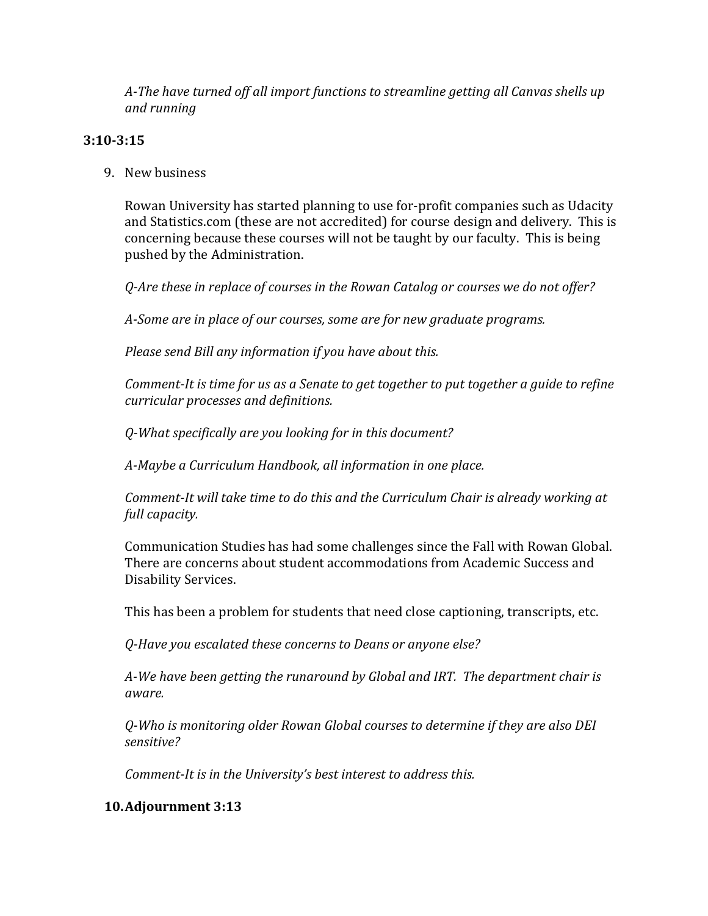*A-The have turned off all import functions to streamline getting all Canvas shells up and running*

**3:10-3:15**

9. New business

   Rowan University has started planning to use for-profit companies such as Udacity and Statistics.com (these are not accredited) for course design and delivery. This is concerning because these courses will not be taught by our faculty. This is being pushed by the Administration.

   *Q-Are these in replace of courses in the Rowan Catalog or courses we do not offer?*

   *A-Some are in place of our courses, some are for new graduate programs.*

   *Please send Bill any information if you have about this.*

   *Comment-It is time for us as a Senate to get together to put together a guide to refine curricular processes and definitions.*

   *Q-What specifically are you looking for in this document?*

   *A-Maybe a Curriculum Handbook, all information in one place.*

   *Comment-It will take time to do this and the Curriculum Chair is already working at full capacity.*

   Communication Studies has had some challenges since the Fall with Rowan Global. There are concerns about student accommodations from Academic Success and Disability Services.

   This has been a problem for students that need close captioning, transcripts, etc.

   *Q-Have you escalated these concerns to Deans or anyone else?*

   *A-We have been getting the runaround by Global and IRT. The department chair is aware.*

   *Q-Who is monitoring older Rowan Global courses to determine if they are also DEI sensitive?*

   *Comment-It is in the University's best interest to address this.*

10. **Adjournment 3:13**